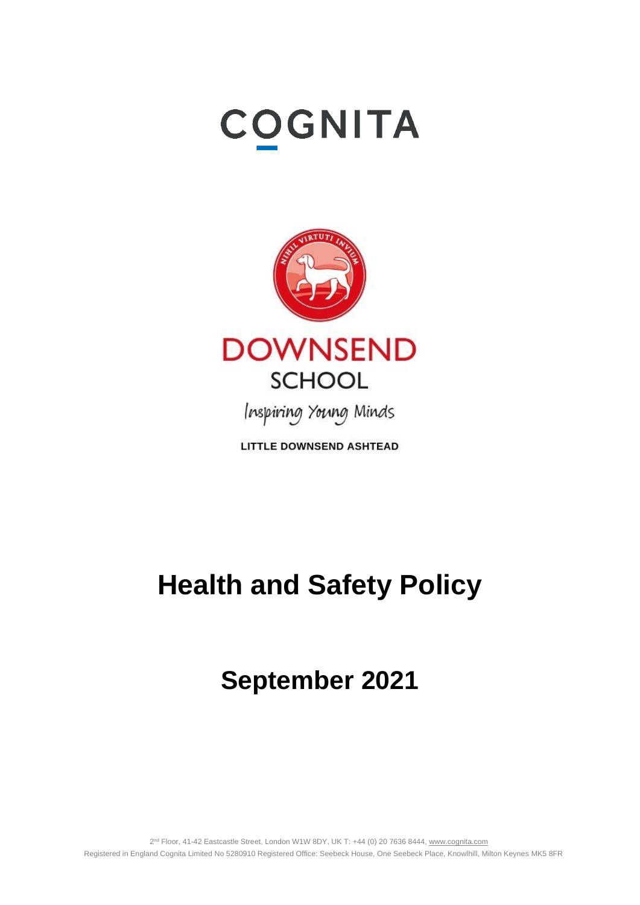COGNITA

DOWNSEND SCHOOL

Inspiring Young Minds

LITTLE DOWNSEND ASHTEAD

# Health and Safety Policy

## September 2021

2nd Floor, 41-42 Eastcastle Street, London W1W 8DY, UK T: +44 (0) 20 7636 8444, www.cognita.com
Registered in England Cognita Limited No 5280910 Registered Office: Seebeck House, One Seebeck Place, Knowlhill, Milton Keynes MK5 8FR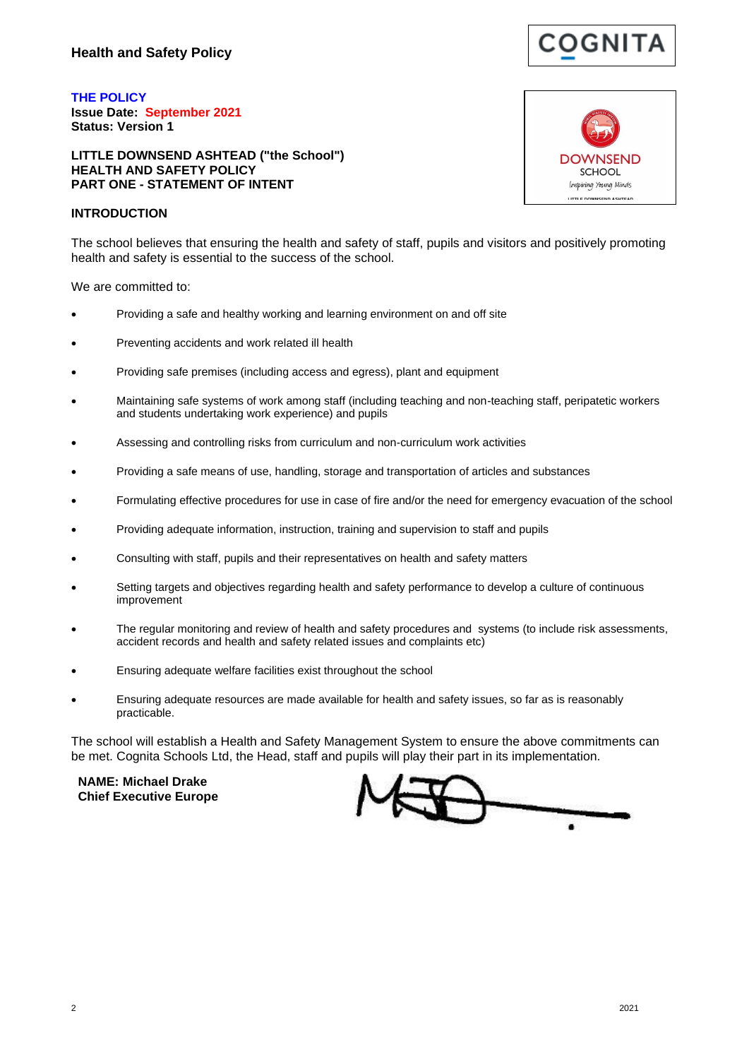**THE POLICY**
**Issue Date: September 2021**
**Status: Version 1**

**LITTLE DOWNSEND ASHTEAD ("the School")**
**HEALTH AND SAFETY POLICY**
**PART ONE - STATEMENT OF INTENT**

## INTRODUCTION

The school believes that ensuring the health and safety of staff, pupils and visitors and positively promoting health and safety is essential to the success of the school.

We are committed to:

- Providing a safe and healthy working and learning environment on and off site
- Preventing accidents and work related ill health
- Providing safe premises (including access and egress), plant and equipment
- Maintaining safe systems of work among staff (including teaching and non-teaching staff, peripatetic workers and students undertaking work experience) and pupils
- Assessing and controlling risks from curriculum and non-curriculum work activities
- Providing a safe means of use, handling, storage and transportation of articles and substances
- Formulating effective procedures for use in case of fire and/or the need for emergency evacuation of the school
- Providing adequate information, instruction, training and supervision to staff and pupils
- Consulting with staff, pupils and their representatives on health and safety matters
- Setting targets and objectives regarding health and safety performance to develop a culture of continuous improvement
- The regular monitoring and review of health and safety procedures and systems (to include risk assessments, accident records and health and safety related issues and complaints etc)
- Ensuring adequate welfare facilities exist throughout the school
- Ensuring adequate resources are made available for health and safety issues, so far as is reasonably practicable.

The school will establish a Health and Safety Management System to ensure the above commitments can be met. Cognita Schools Ltd, the Head, staff and pupils will play their part in its implementation.

**NAME: Michael Drake**
**Chief Executive Europe**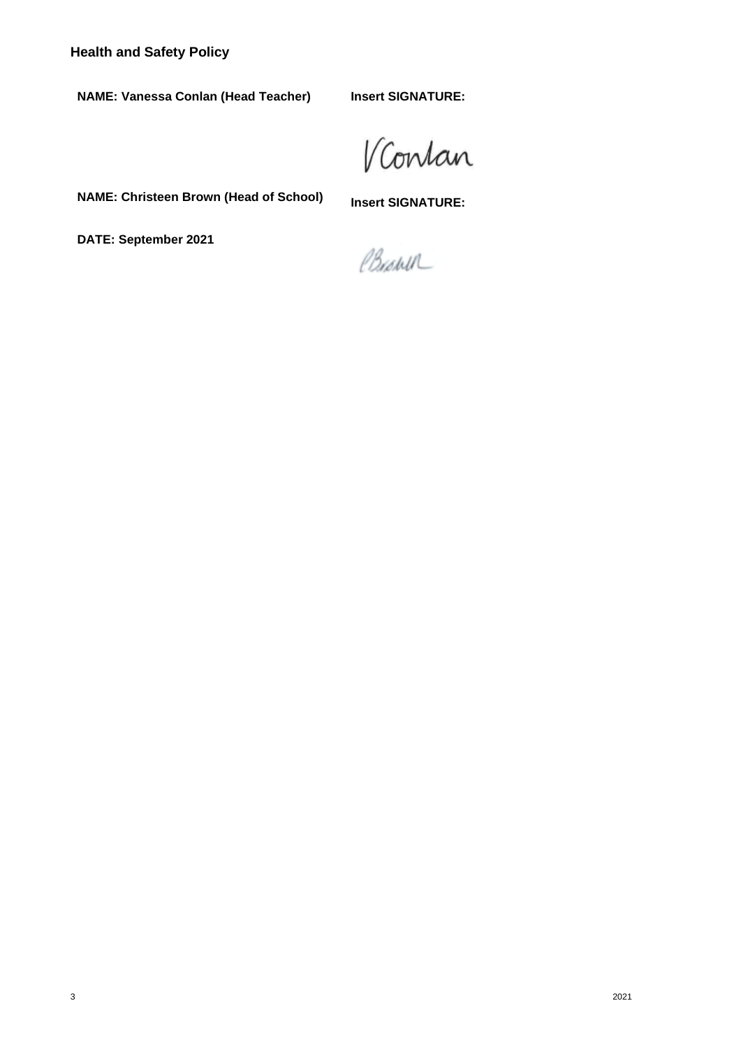**Health and Safety Policy**

**NAME: Vanessa Conlan (Head Teacher)** **Insert SIGNATURE:**

V Conlan

**NAME: Christeen Brown (Head of School)** **Insert SIGNATURE:**

**DATE: September 2021**

CBrown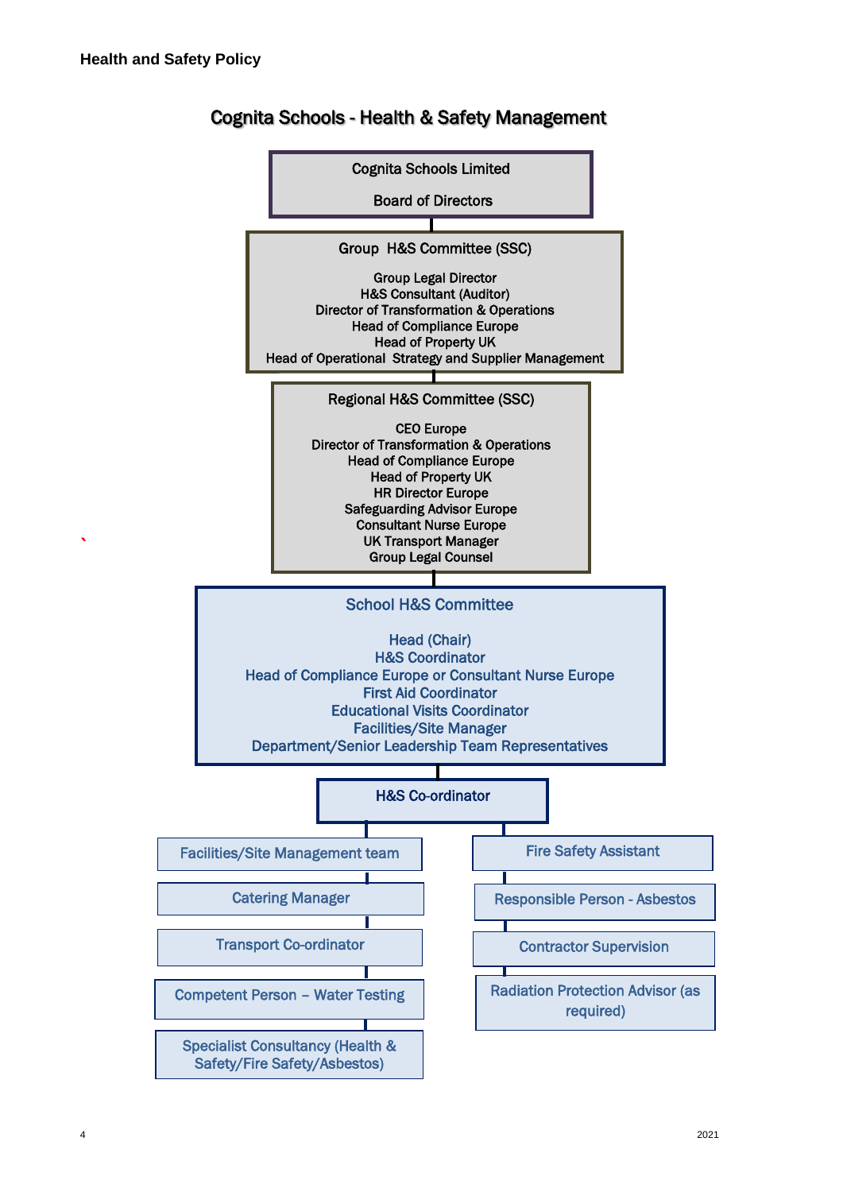## Cognita Schools - Health & Safety Management

**Cognita Schools Limited**

**Board of Directors**

**Group H&S Committee (SSC)**

- Group Legal Director
- H&S Consultant (Auditor)
- Director of Transformation & Operations
- Head of Compliance Europe
- Head of Property UK
- Head of Operational Strategy and Supplier Management

**Regional H&S Committee (SSC)**

- CEO Europe
- Director of Transformation & Operations
- Head of Compliance Europe
- Head of Property UK
- HR Director Europe
- Safeguarding Advisor Europe
- Consultant Nurse Europe
- UK Transport Manager
- Group Legal Counsel

**School H&S Committee**

- Head (Chair)
- H&S Coordinator
- Head of Compliance Europe or Consultant Nurse Europe
- First Aid Coordinator
- Educational Visits Coordinator
- Facilities/Site Manager
- Department/Senior Leadership Team Representatives

**H&S Co-ordinator**

- Facilities/Site Management team
- Catering Manager
- Transport Co-ordinator
- Competent Person – Water Testing
- Specialist Consultancy (Health & Safety/Fire Safety/Asbestos)

- Fire Safety Assistant
- Responsible Person - Asbestos
- Contractor Supervision
- Radiation Protection Advisor (as required)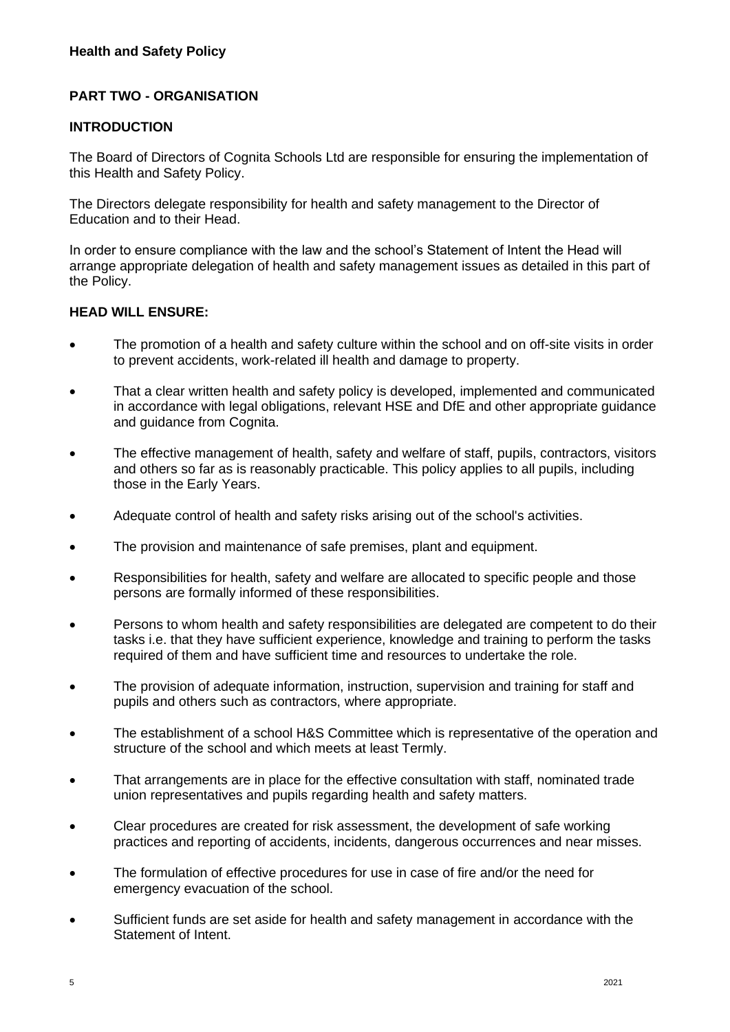**Health and Safety Policy**

## PART TWO - ORGANISATION

### INTRODUCTION

The Board of Directors of Cognita Schools Ltd are responsible for ensuring the implementation of this Health and Safety Policy.

The Directors delegate responsibility for health and safety management to the Director of Education and to their Head.

In order to ensure compliance with the law and the school's Statement of Intent the Head will arrange appropriate delegation of health and safety management issues as detailed in this part of the Policy.

### HEAD WILL ENSURE:

- The promotion of a health and safety culture within the school and on off-site visits in order to prevent accidents, work-related ill health and damage to property.
- That a clear written health and safety policy is developed, implemented and communicated in accordance with legal obligations, relevant HSE and DfE and other appropriate guidance and guidance from Cognita.
- The effective management of health, safety and welfare of staff, pupils, contractors, visitors and others so far as is reasonably practicable. This policy applies to all pupils, including those in the Early Years.
- Adequate control of health and safety risks arising out of the school's activities.
- The provision and maintenance of safe premises, plant and equipment.
- Responsibilities for health, safety and welfare are allocated to specific people and those persons are formally informed of these responsibilities.
- Persons to whom health and safety responsibilities are delegated are competent to do their tasks i.e. that they have sufficient experience, knowledge and training to perform the tasks required of them and have sufficient time and resources to undertake the role.
- The provision of adequate information, instruction, supervision and training for staff and pupils and others such as contractors, where appropriate.
- The establishment of a school H&S Committee which is representative of the operation and structure of the school and which meets at least Termly.
- That arrangements are in place for the effective consultation with staff, nominated trade union representatives and pupils regarding health and safety matters.
- Clear procedures are created for risk assessment, the development of safe working practices and reporting of accidents, incidents, dangerous occurrences and near misses.
- The formulation of effective procedures for use in case of fire and/or the need for emergency evacuation of the school.
- Sufficient funds are set aside for health and safety management in accordance with the Statement of Intent.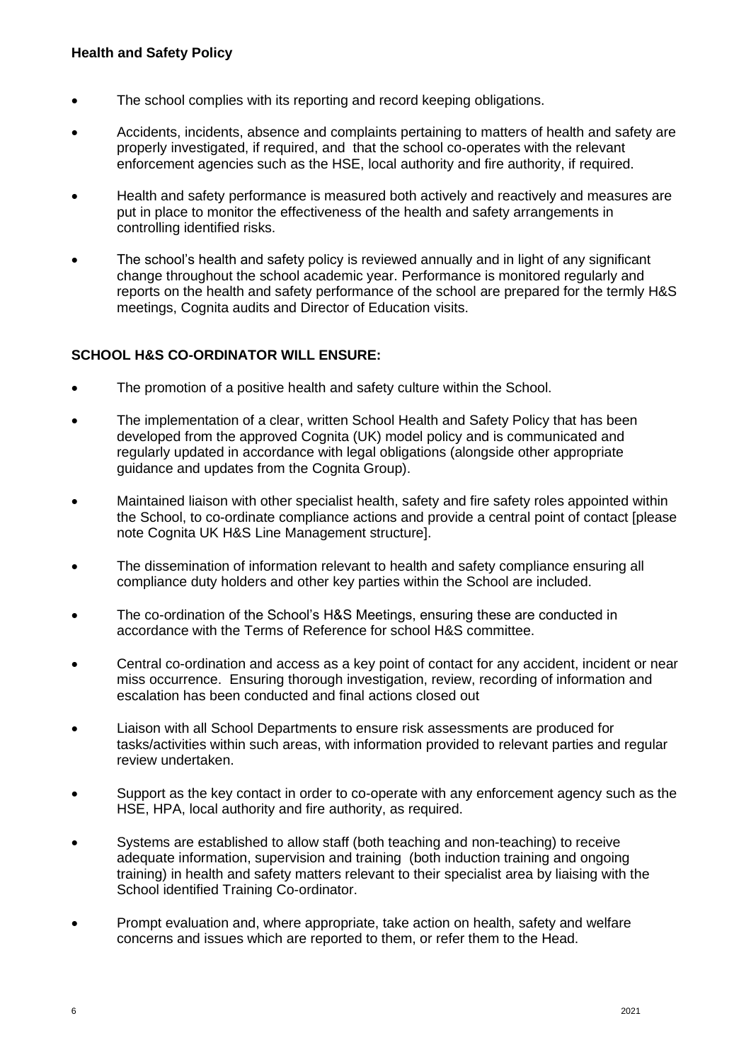- The school complies with its reporting and record keeping obligations.
- Accidents, incidents, absence and complaints pertaining to matters of health and safety are properly investigated, if required, and that the school co-operates with the relevant enforcement agencies such as the HSE, local authority and fire authority, if required.
- Health and safety performance is measured both actively and reactively and measures are put in place to monitor the effectiveness of the health and safety arrangements in controlling identified risks.
- The school's health and safety policy is reviewed annually and in light of any significant change throughout the school academic year. Performance is monitored regularly and reports on the health and safety performance of the school are prepared for the termly H&S meetings, Cognita audits and Director of Education visits.

**SCHOOL H&S CO-ORDINATOR WILL ENSURE:**

- The promotion of a positive health and safety culture within the School.
- The implementation of a clear, written School Health and Safety Policy that has been developed from the approved Cognita (UK) model policy and is communicated and regularly updated in accordance with legal obligations (alongside other appropriate guidance and updates from the Cognita Group).
- Maintained liaison with other specialist health, safety and fire safety roles appointed within the School, to co-ordinate compliance actions and provide a central point of contact [please note Cognita UK H&S Line Management structure].
- The dissemination of information relevant to health and safety compliance ensuring all compliance duty holders and other key parties within the School are included.
- The co-ordination of the School's H&S Meetings, ensuring these are conducted in accordance with the Terms of Reference for school H&S committee.
- Central co-ordination and access as a key point of contact for any accident, incident or near miss occurrence. Ensuring thorough investigation, review, recording of information and escalation has been conducted and final actions closed out
- Liaison with all School Departments to ensure risk assessments are produced for tasks/activities within such areas, with information provided to relevant parties and regular review undertaken.
- Support as the key contact in order to co-operate with any enforcement agency such as the HSE, HPA, local authority and fire authority, as required.
- Systems are established to allow staff (both teaching and non-teaching) to receive adequate information, supervision and training (both induction training and ongoing training) in health and safety matters relevant to their specialist area by liaising with the School identified Training Co-ordinator.
- Prompt evaluation and, where appropriate, take action on health, safety and welfare concerns and issues which are reported to them, or refer them to the Head.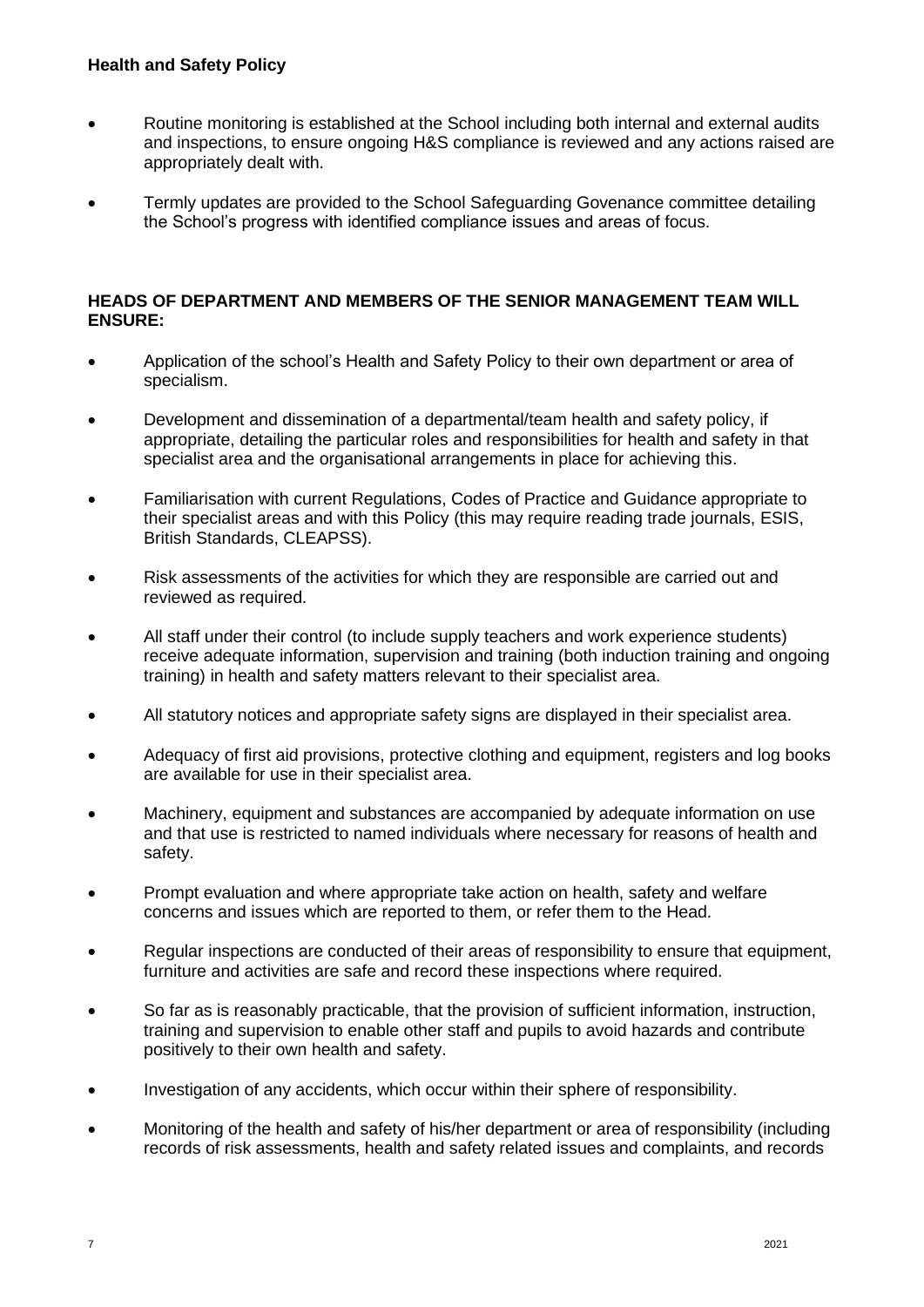- Routine monitoring is established at the School including both internal and external audits and inspections, to ensure ongoing H&S compliance is reviewed and any actions raised are appropriately dealt with.
- Termly updates are provided to the School Safeguarding Govenance committee detailing the School's progress with identified compliance issues and areas of focus.

**HEADS OF DEPARTMENT AND MEMBERS OF THE SENIOR MANAGEMENT TEAM WILL ENSURE:**

- Application of the school's Health and Safety Policy to their own department or area of specialism.
- Development and dissemination of a departmental/team health and safety policy, if appropriate, detailing the particular roles and responsibilities for health and safety in that specialist area and the organisational arrangements in place for achieving this.
- Familiarisation with current Regulations, Codes of Practice and Guidance appropriate to their specialist areas and with this Policy (this may require reading trade journals, ESIS, British Standards, CLEAPSS).
- Risk assessments of the activities for which they are responsible are carried out and reviewed as required.
- All staff under their control (to include supply teachers and work experience students) receive adequate information, supervision and training (both induction training and ongoing training) in health and safety matters relevant to their specialist area.
- All statutory notices and appropriate safety signs are displayed in their specialist area.
- Adequacy of first aid provisions, protective clothing and equipment, registers and log books are available for use in their specialist area.
- Machinery, equipment and substances are accompanied by adequate information on use and that use is restricted to named individuals where necessary for reasons of health and safety.
- Prompt evaluation and where appropriate take action on health, safety and welfare concerns and issues which are reported to them, or refer them to the Head.
- Regular inspections are conducted of their areas of responsibility to ensure that equipment, furniture and activities are safe and record these inspections where required.
- So far as is reasonably practicable, that the provision of sufficient information, instruction, training and supervision to enable other staff and pupils to avoid hazards and contribute positively to their own health and safety.
- Investigation of any accidents, which occur within their sphere of responsibility.
- Monitoring of the health and safety of his/her department or area of responsibility (including records of risk assessments, health and safety related issues and complaints, and records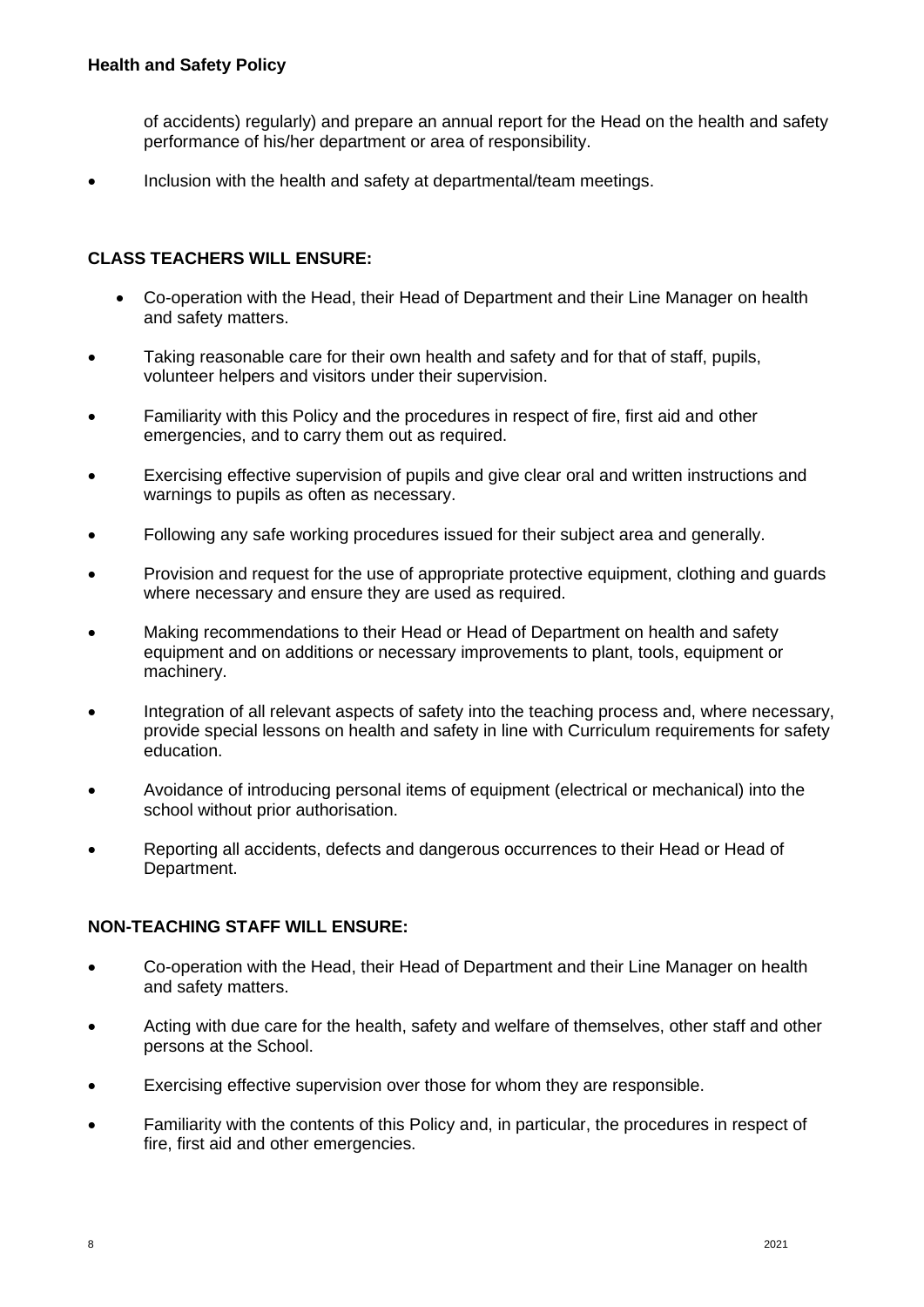of accidents) regularly) and prepare an annual report for the Head on the health and safety performance of his/her department or area of responsibility.

- Inclusion with the health and safety at departmental/team meetings.

**CLASS TEACHERS WILL ENSURE:**

- Co-operation with the Head, their Head of Department and their Line Manager on health and safety matters.
- Taking reasonable care for their own health and safety and for that of staff, pupils, volunteer helpers and visitors under their supervision.
- Familiarity with this Policy and the procedures in respect of fire, first aid and other emergencies, and to carry them out as required.
- Exercising effective supervision of pupils and give clear oral and written instructions and warnings to pupils as often as necessary.
- Following any safe working procedures issued for their subject area and generally.
- Provision and request for the use of appropriate protective equipment, clothing and guards where necessary and ensure they are used as required.
- Making recommendations to their Head or Head of Department on health and safety equipment and on additions or necessary improvements to plant, tools, equipment or machinery.
- Integration of all relevant aspects of safety into the teaching process and, where necessary, provide special lessons on health and safety in line with Curriculum requirements for safety education.
- Avoidance of introducing personal items of equipment (electrical or mechanical) into the school without prior authorisation.
- Reporting all accidents, defects and dangerous occurrences to their Head or Head of Department.

**NON-TEACHING STAFF WILL ENSURE:**

- Co-operation with the Head, their Head of Department and their Line Manager on health and safety matters.
- Acting with due care for the health, safety and welfare of themselves, other staff and other persons at the School.
- Exercising effective supervision over those for whom they are responsible.
- Familiarity with the contents of this Policy and, in particular, the procedures in respect of fire, first aid and other emergencies.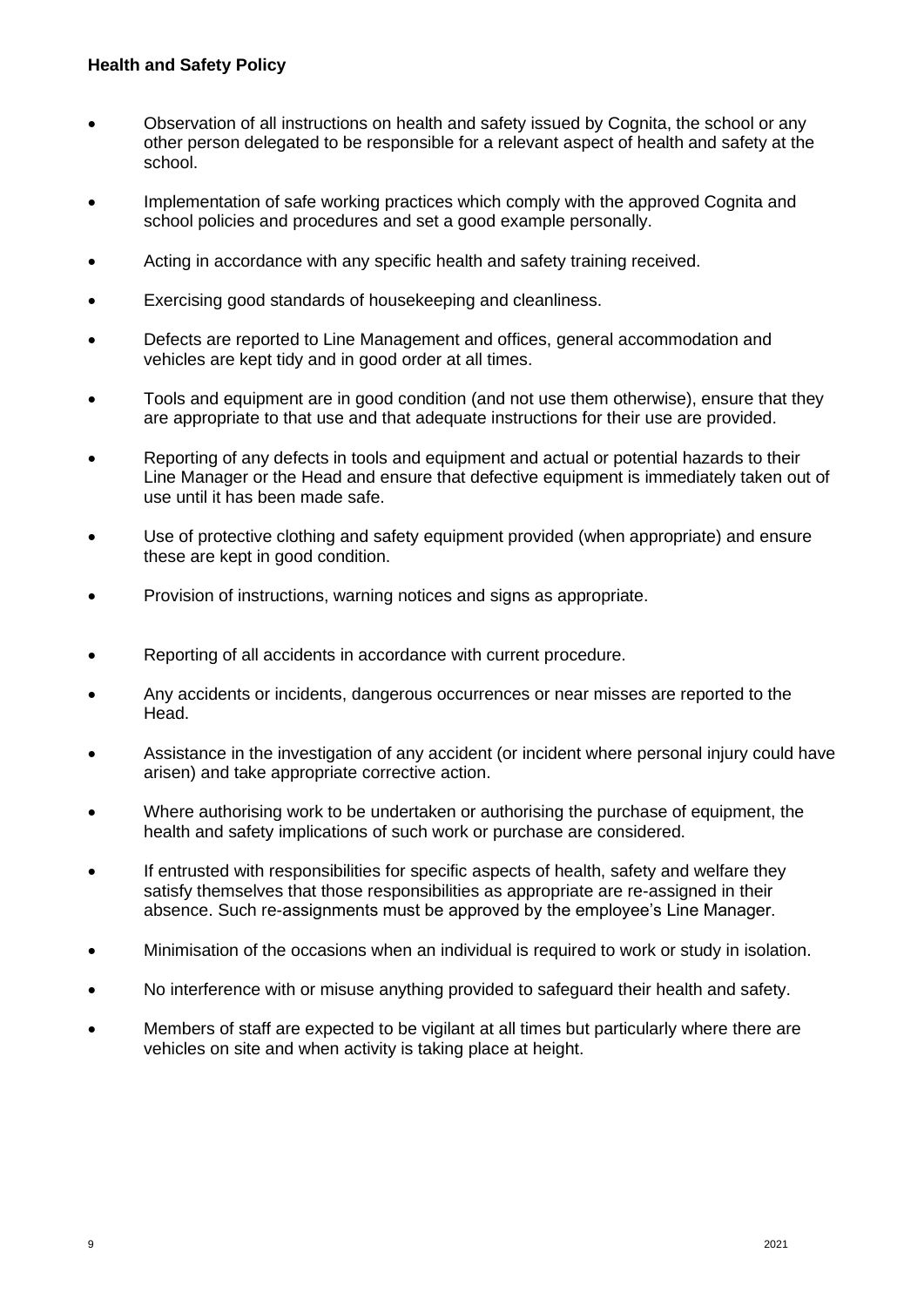- Observation of all instructions on health and safety issued by Cognita, the school or any other person delegated to be responsible for a relevant aspect of health and safety at the school.
- Implementation of safe working practices which comply with the approved Cognita and school policies and procedures and set a good example personally.
- Acting in accordance with any specific health and safety training received.
- Exercising good standards of housekeeping and cleanliness.
- Defects are reported to Line Management and offices, general accommodation and vehicles are kept tidy and in good order at all times.
- Tools and equipment are in good condition (and not use them otherwise), ensure that they are appropriate to that use and that adequate instructions for their use are provided.
- Reporting of any defects in tools and equipment and actual or potential hazards to their Line Manager or the Head and ensure that defective equipment is immediately taken out of use until it has been made safe.
- Use of protective clothing and safety equipment provided (when appropriate) and ensure these are kept in good condition.
- Provision of instructions, warning notices and signs as appropriate.
- Reporting of all accidents in accordance with current procedure.
- Any accidents or incidents, dangerous occurrences or near misses are reported to the Head.
- Assistance in the investigation of any accident (or incident where personal injury could have arisen) and take appropriate corrective action.
- Where authorising work to be undertaken or authorising the purchase of equipment, the health and safety implications of such work or purchase are considered.
- If entrusted with responsibilities for specific aspects of health, safety and welfare they satisfy themselves that those responsibilities as appropriate are re-assigned in their absence. Such re-assignments must be approved by the employee's Line Manager.
- Minimisation of the occasions when an individual is required to work or study in isolation.
- No interference with or misuse anything provided to safeguard their health and safety.
- Members of staff are expected to be vigilant at all times but particularly where there are vehicles on site and when activity is taking place at height.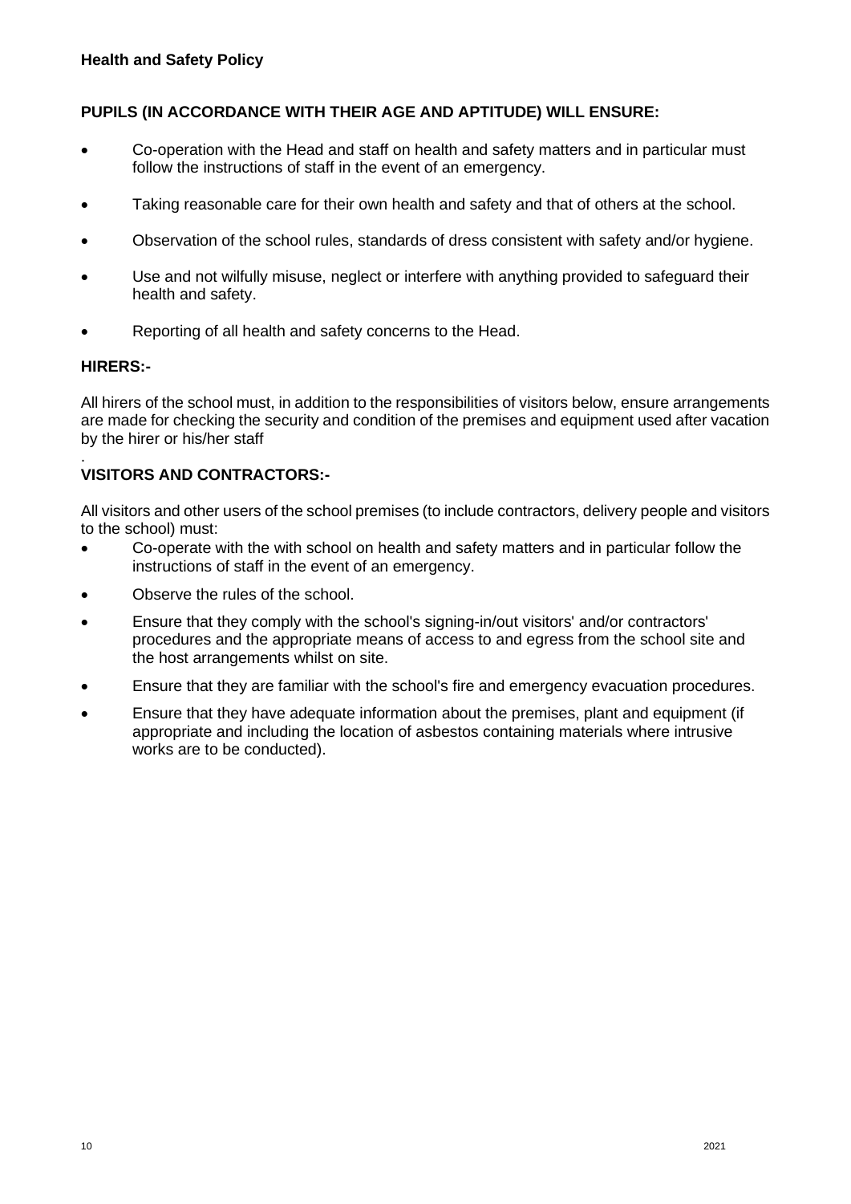**PUPILS (IN ACCORDANCE WITH THEIR AGE AND APTITUDE) WILL ENSURE:**

- Co-operation with the Head and staff on health and safety matters and in particular must follow the instructions of staff in the event of an emergency.
- Taking reasonable care for their own health and safety and that of others at the school.
- Observation of the school rules, standards of dress consistent with safety and/or hygiene.
- Use and not wilfully misuse, neglect or interfere with anything provided to safeguard their health and safety.
- Reporting of all health and safety concerns to the Head.

**HIRERS:-**

All hirers of the school must, in addition to the responsibilities of visitors below, ensure arrangements are made for checking the security and condition of the premises and equipment used after vacation by the hirer or his/her staff

.

**VISITORS AND CONTRACTORS:-**

All visitors and other users of the school premises (to include contractors, delivery people and visitors to the school) must:

- Co-operate with the with school on health and safety matters and in particular follow the instructions of staff in the event of an emergency.
- Observe the rules of the school.
- Ensure that they comply with the school's signing-in/out visitors' and/or contractors' procedures and the appropriate means of access to and egress from the school site and the host arrangements whilst on site.
- Ensure that they are familiar with the school's fire and emergency evacuation procedures.
- Ensure that they have adequate information about the premises, plant and equipment (if appropriate and including the location of asbestos containing materials where intrusive works are to be conducted).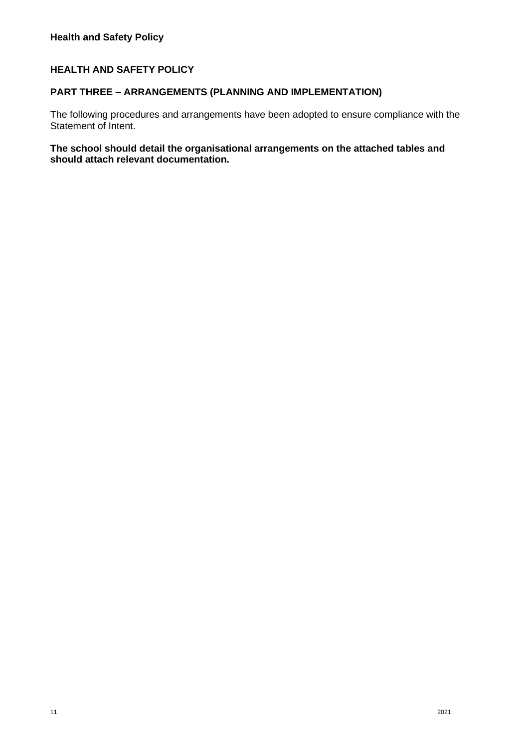## HEALTH AND SAFETY POLICY

### PART THREE – ARRANGEMENTS (PLANNING AND IMPLEMENTATION)

The following procedures and arrangements have been adopted to ensure compliance with the Statement of Intent.

**The school should detail the organisational arrangements on the attached tables and should attach relevant documentation.**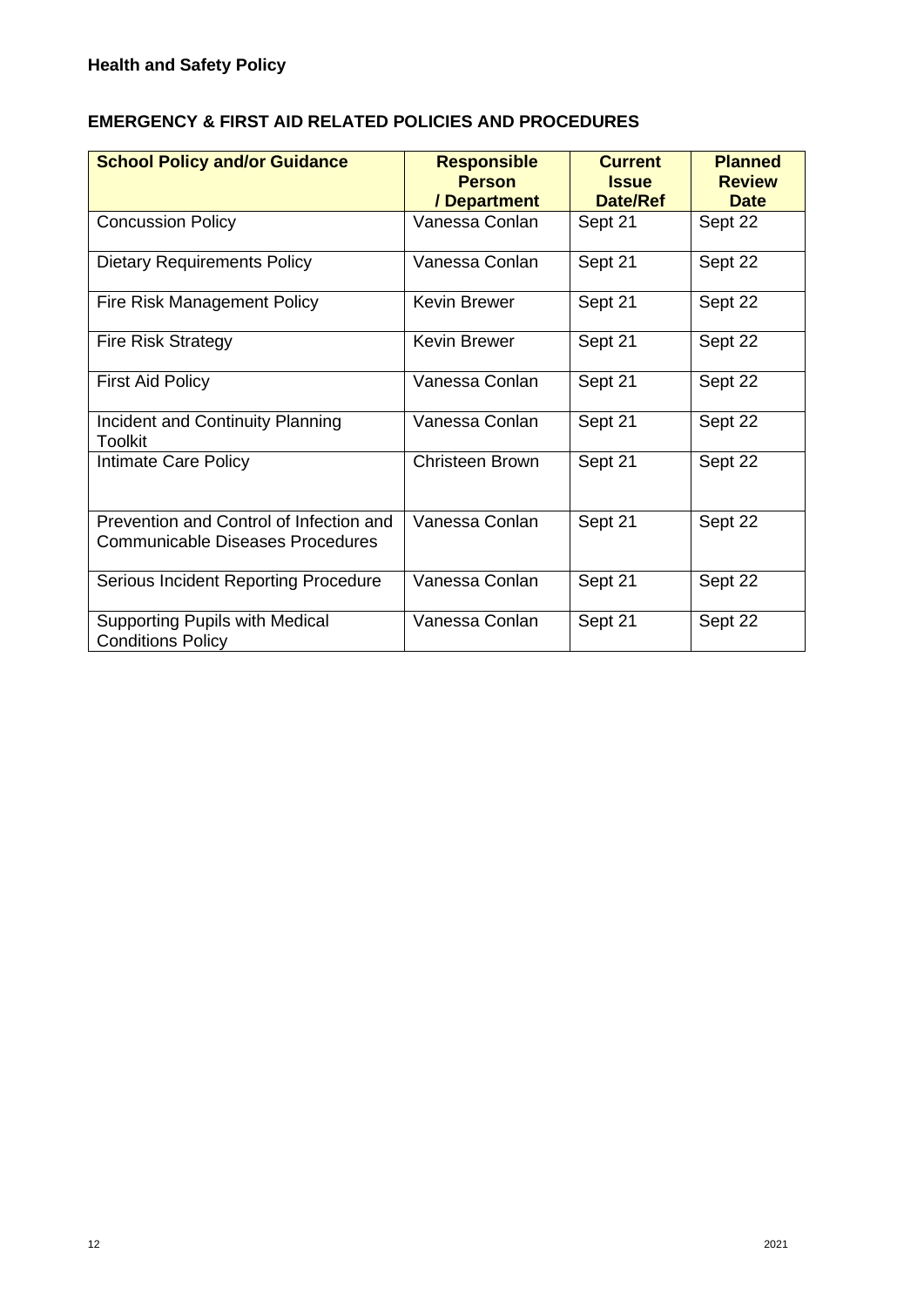## EMERGENCY & FIRST AID RELATED POLICIES AND PROCEDURES

| School Policy and/or Guidance | Responsible Person / Department | Current Issue Date/Ref | Planned Review Date |
|---|---|---|---|
| Concussion Policy | Vanessa Conlan | Sept 21 | Sept 22 |
| Dietary Requirements Policy | Vanessa Conlan | Sept 21 | Sept 22 |
| Fire Risk Management Policy | Kevin Brewer | Sept 21 | Sept 22 |
| Fire Risk Strategy | Kevin Brewer | Sept 21 | Sept 22 |
| First Aid Policy | Vanessa Conlan | Sept 21 | Sept 22 |
| Incident and Continuity Planning Toolkit | Vanessa Conlan | Sept 21 | Sept 22 |
| Intimate Care Policy | Christeen Brown | Sept 21 | Sept 22 |
| Prevention and Control of Infection and Communicable Diseases Procedures | Vanessa Conlan | Sept 21 | Sept 22 |
| Serious Incident Reporting Procedure | Vanessa Conlan | Sept 21 | Sept 22 |
| Supporting Pupils with Medical Conditions Policy | Vanessa Conlan | Sept 21 | Sept 22 |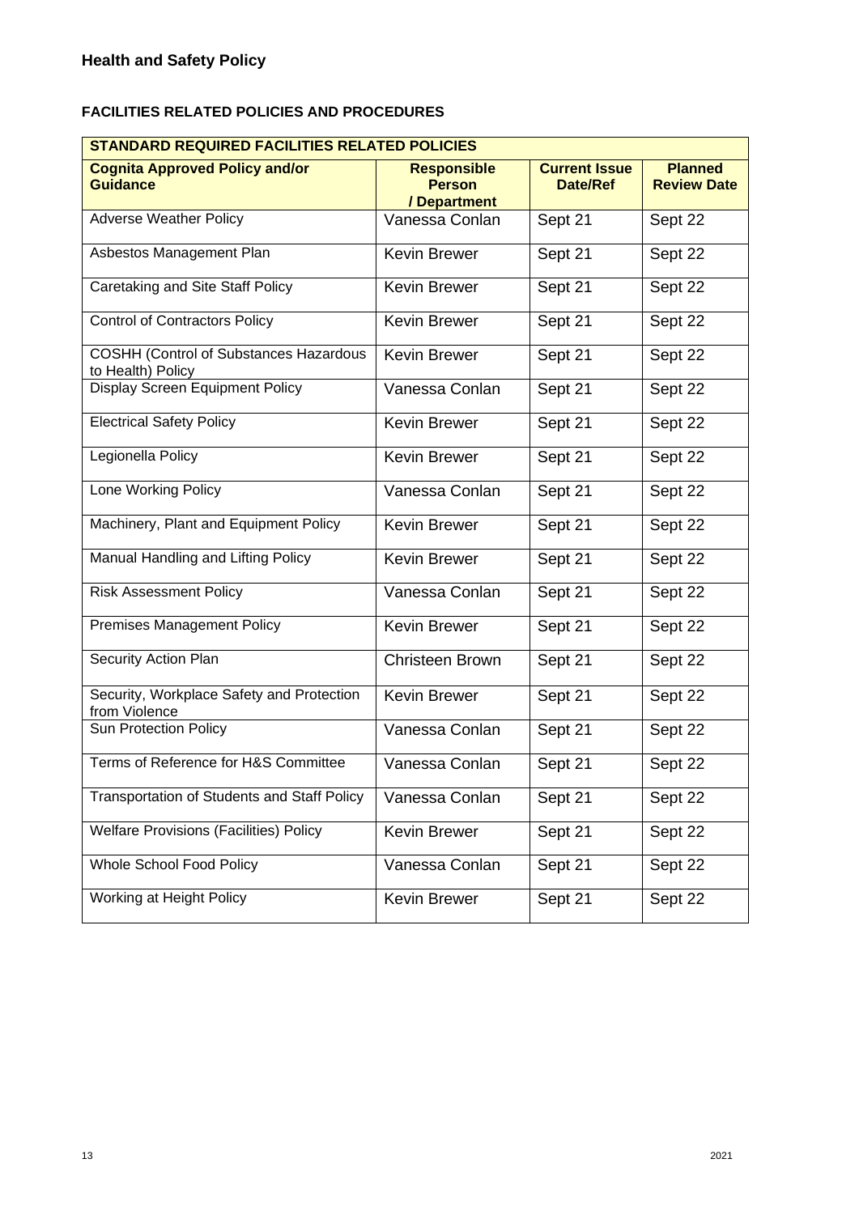## FACILITIES RELATED POLICIES AND PROCEDURES

| STANDARD REQUIRED FACILITIES RELATED POLICIES | | | |
|---|---|---|---|
| **Cognita Approved Policy and/or Guidance** | **Responsible Person / Department** | **Current Issue Date/Ref** | **Planned Review Date** |
| Adverse Weather Policy | Vanessa Conlan | Sept 21 | Sept 22 |
| Asbestos Management Plan | Kevin Brewer | Sept 21 | Sept 22 |
| Caretaking and Site Staff Policy | Kevin Brewer | Sept 21 | Sept 22 |
| Control of Contractors Policy | Kevin Brewer | Sept 21 | Sept 22 |
| COSHH (Control of Substances Hazardous to Health) Policy | Kevin Brewer | Sept 21 | Sept 22 |
| Display Screen Equipment Policy | Vanessa Conlan | Sept 21 | Sept 22 |
| Electrical Safety Policy | Kevin Brewer | Sept 21 | Sept 22 |
| Legionella Policy | Kevin Brewer | Sept 21 | Sept 22 |
| Lone Working Policy | Vanessa Conlan | Sept 21 | Sept 22 |
| Machinery, Plant and Equipment Policy | Kevin Brewer | Sept 21 | Sept 22 |
| Manual Handling and Lifting Policy | Kevin Brewer | Sept 21 | Sept 22 |
| Risk Assessment Policy | Vanessa Conlan | Sept 21 | Sept 22 |
| Premises Management Policy | Kevin Brewer | Sept 21 | Sept 22 |
| Security Action Plan | Christeen Brown | Sept 21 | Sept 22 |
| Security, Workplace Safety and Protection from Violence | Kevin Brewer | Sept 21 | Sept 22 |
| Sun Protection Policy | Vanessa Conlan | Sept 21 | Sept 22 |
| Terms of Reference for H&S Committee | Vanessa Conlan | Sept 21 | Sept 22 |
| Transportation of Students and Staff Policy | Vanessa Conlan | Sept 21 | Sept 22 |
| Welfare Provisions (Facilities) Policy | Kevin Brewer | Sept 21 | Sept 22 |
| Whole School Food Policy | Vanessa Conlan | Sept 21 | Sept 22 |
| Working at Height Policy | Kevin Brewer | Sept 21 | Sept 22 |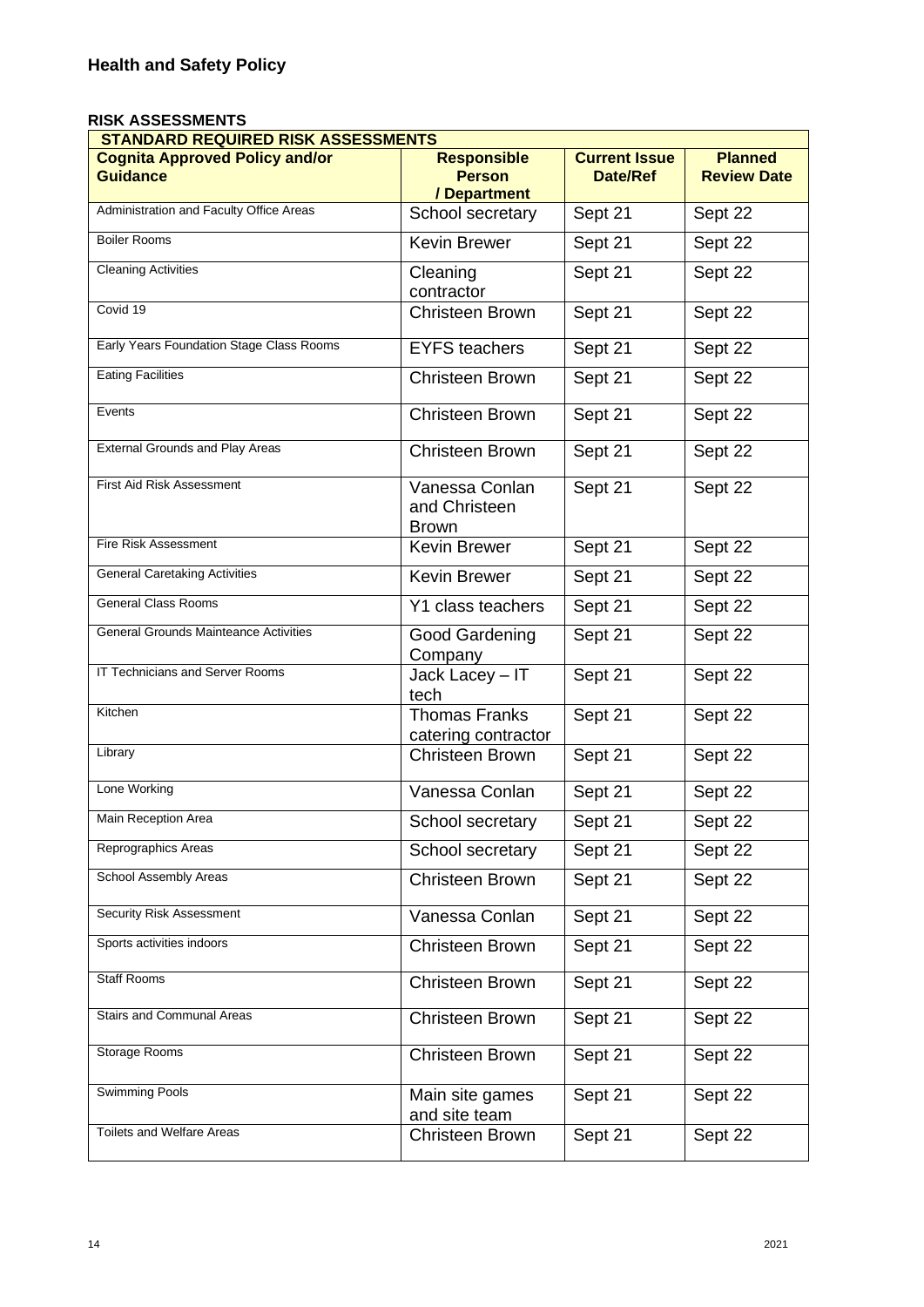## Health and Safety Policy

**RISK ASSESSMENTS**

| **STANDARD REQUIRED RISK ASSESSMENTS** | | | |
|---|---|---|---|
| **Cognita Approved Policy and/or Guidance** | **Responsible Person / Department** | **Current Issue Date/Ref** | **Planned Review Date** |
| Administration and Faculty Office Areas | School secretary | Sept 21 | Sept 22 |
| Boiler Rooms | Kevin Brewer | Sept 21 | Sept 22 |
| Cleaning Activities | Cleaning contractor | Sept 21 | Sept 22 |
| Covid 19 | Christeen Brown | Sept 21 | Sept 22 |
| Early Years Foundation Stage Class Rooms | EYFS teachers | Sept 21 | Sept 22 |
| Eating Facilities | Christeen Brown | Sept 21 | Sept 22 |
| Events | Christeen Brown | Sept 21 | Sept 22 |
| External Grounds and Play Areas | Christeen Brown | Sept 21 | Sept 22 |
| First Aid Risk Assessment | Vanessa Conlan and Christeen Brown | Sept 21 | Sept 22 |
| Fire Risk Assessment | Kevin Brewer | Sept 21 | Sept 22 |
| General Caretaking Activities | Kevin Brewer | Sept 21 | Sept 22 |
| General Class Rooms | Y1 class teachers | Sept 21 | Sept 22 |
| General Grounds Mainteance Activities | Good Gardening Company | Sept 21 | Sept 22 |
| IT Technicians and Server Rooms | Jack Lacey – IT tech | Sept 21 | Sept 22 |
| Kitchen | Thomas Franks catering contractor | Sept 21 | Sept 22 |
| Library | Christeen Brown | Sept 21 | Sept 22 |
| Lone Working | Vanessa Conlan | Sept 21 | Sept 22 |
| Main Reception Area | School secretary | Sept 21 | Sept 22 |
| Reprographics Areas | School secretary | Sept 21 | Sept 22 |
| School Assembly Areas | Christeen Brown | Sept 21 | Sept 22 |
| Security Risk Assessment | Vanessa Conlan | Sept 21 | Sept 22 |
| Sports activities indoors | Christeen Brown | Sept 21 | Sept 22 |
| Staff Rooms | Christeen Brown | Sept 21 | Sept 22 |
| Stairs and Communal Areas | Christeen Brown | Sept 21 | Sept 22 |
| Storage Rooms | Christeen Brown | Sept 21 | Sept 22 |
| Swimming Pools | Main site games and site team | Sept 21 | Sept 22 |
| Toilets and Welfare Areas | Christeen Brown | Sept 21 | Sept 22 |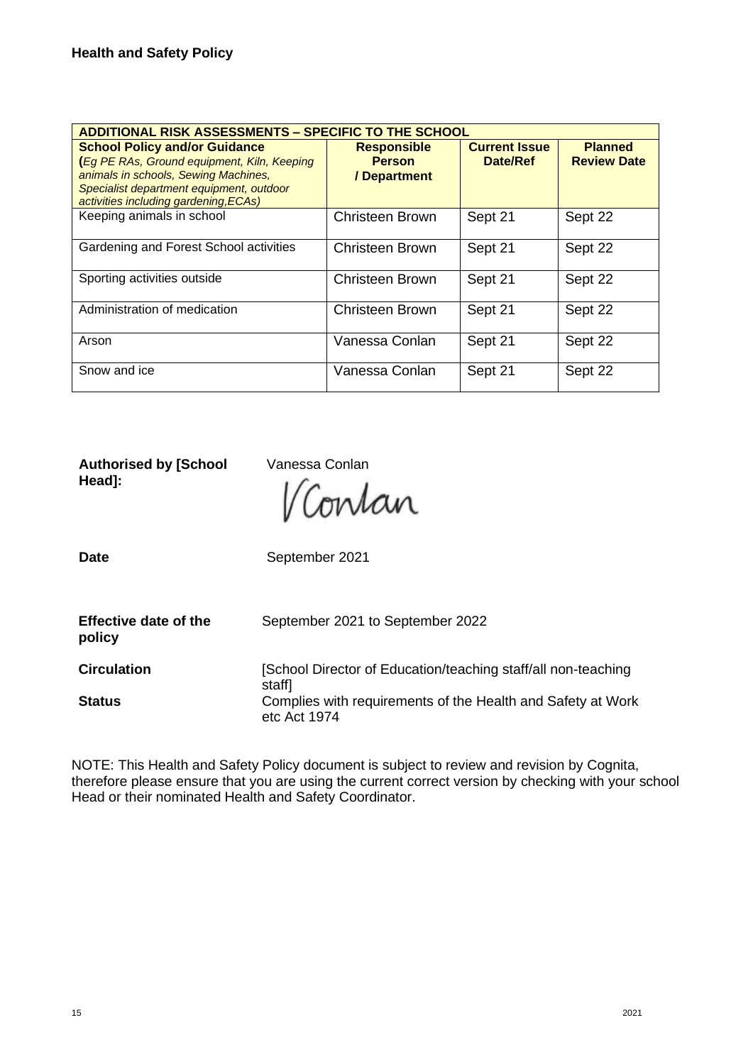| ADDITIONAL RISK ASSESSMENTS – SPECIFIC TO THE SCHOOL | | | |
|---|---|---|---|
| **School Policy and/or Guidance (*Eg PE RAs, Ground equipment, Kiln, Keeping animals in schools, Sewing Machines, Specialist department equipment, outdoor activities including gardening,ECAs)*** | **Responsible Person / Department** | **Current Issue Date/Ref** | **Planned Review Date** |
| Keeping animals in school | Christeen Brown | Sept 21 | Sept 22 |
| Gardening and Forest School activities | Christeen Brown | Sept 21 | Sept 22 |
| Sporting activities outside | Christeen Brown | Sept 21 | Sept 22 |
| Administration of medication | Christeen Brown | Sept 21 | Sept 22 |
| Arson | Vanessa Conlan | Sept 21 | Sept 22 |
| Snow and ice | Vanessa Conlan | Sept 21 | Sept 22 |

**Authorised by [School Head]:** Vanessa Conlan

VConlan

**Date** September 2021

**Effective date of the policy** September 2021 to September 2022

**Circulation** [School Director of Education/teaching staff/all non-teaching staff]

**Status** Complies with requirements of the Health and Safety at Work etc Act 1974

NOTE: This Health and Safety Policy document is subject to review and revision by Cognita, therefore please ensure that you are using the current correct version by checking with your school Head or their nominated Health and Safety Coordinator.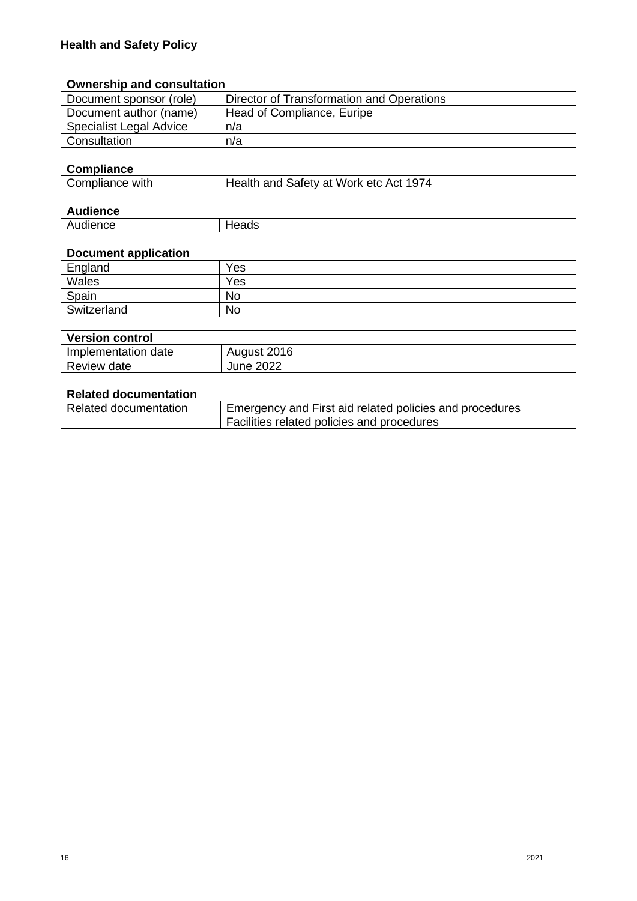**Health and Safety Policy**

| Ownership and consultation | |
|---|---|
| Document sponsor (role) | Director of Transformation and Operations |
| Document author (name) | Head of Compliance, Euripe |
| Specialist Legal Advice | n/a |
| Consultation | n/a |

| Compliance | |
|---|---|
| Compliance with | Health and Safety at Work etc Act 1974 |

| Audience | |
|---|---|
| Audience | Heads |

| Document application | |
|---|---|
| England | Yes |
| Wales | Yes |
| Spain | No |
| Switzerland | No |

| Version control | |
|---|---|
| Implementation date | August 2016 |
| Review date | June 2022 |

| Related documentation | |
|---|---|
| Related documentation | Emergency and First aid related policies and procedures<br>Facilities related policies and procedures |